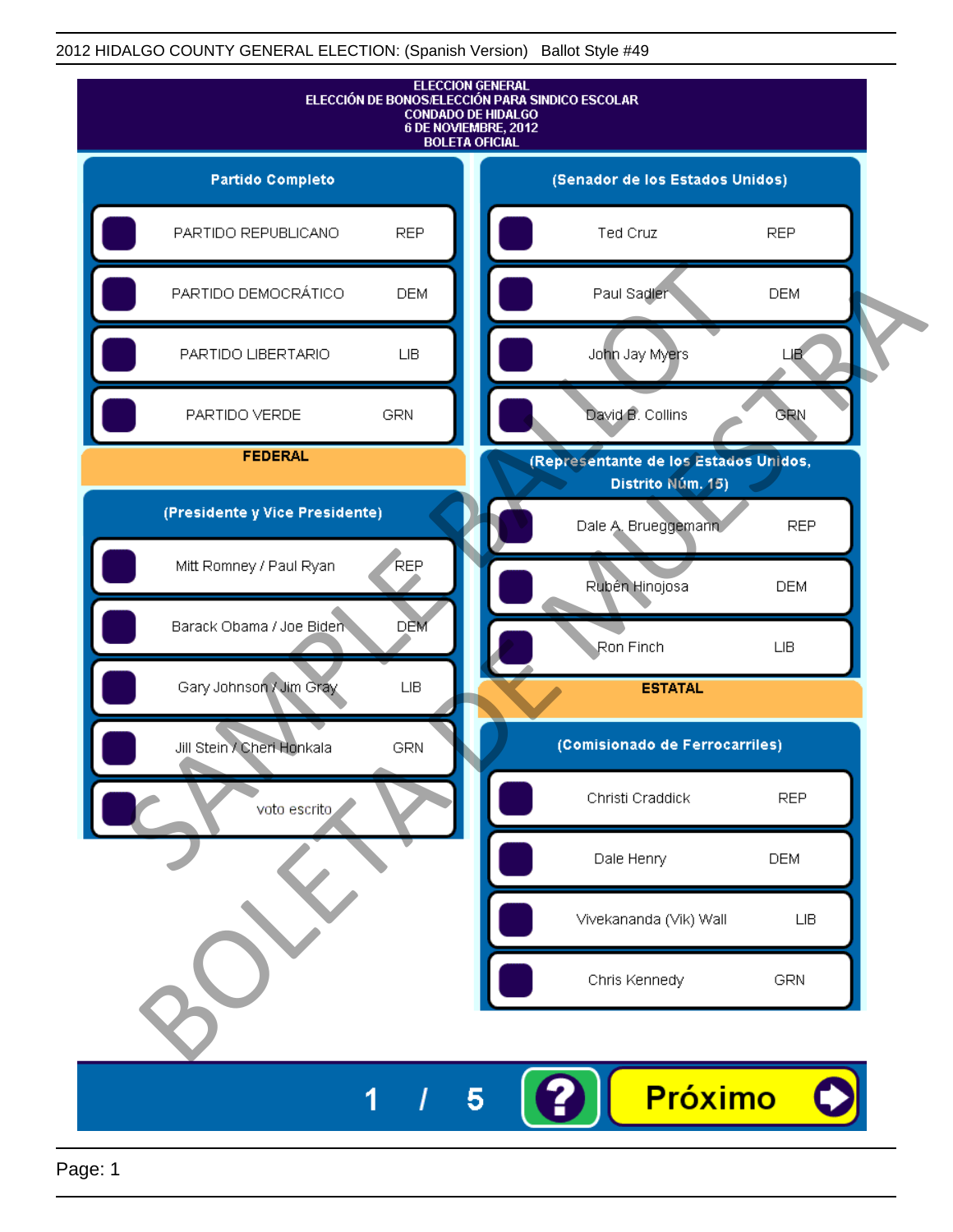2012 HIDALGO COUNTY GENERAL ELECTION: (Spanish Version) Ballot Style #49

**ELECCION GENERAL**
**ELECCIÓN DE BONOS/ELECCIÓN PARA SINDICO ESCOLAR**
**CONDADO DE HIDALGO**
**6 DE NOVIEMBRE, 2012**
**BOLETA OFICIAL**

## Partido Completo

| | |
|---|---|
| PARTIDO REPUBLICANO | REP |
| PARTIDO DEMOCRÁTICO | DEM |
| PARTIDO LIBERTARIO | LIB |
| PARTIDO VERDE | GRN |

## FEDERAL

### (Presidente y Vice Presidente)

| | |
|---|---|
| Mitt Romney / Paul Ryan | REP |
| Barack Obama / Joe Biden | DEM |
| Gary Johnson / Jim Gray | LIB |
| Jill Stein / Cheri Honkala | GRN |
| voto escrito | |

### (Senador de los Estados Unidos)

| | |
|---|---|
| Ted Cruz | REP |
| Paul Sadler | DEM |
| John Jay Myers | LIB |
| David B. Collins | GRN |

### (Representante de los Estados Unidos, Distrito Núm. 15)

| | |
|---|---|
| Dale A. Brueggemann | REP |
| Rubén Hinojosa | DEM |
| Ron Finch | LIB |

## ESTATAL

### (Comisionado de Ferrocarriles)

| | |
|---|---|
| Christi Craddick | REP |
| Dale Henry | DEM |
| Vivekananda (Vik) Wall | LIB |
| Chris Kennedy | GRN |

SAMPLE BALLOT
BOLETA DE MUESTRA

1 / 5

Próximo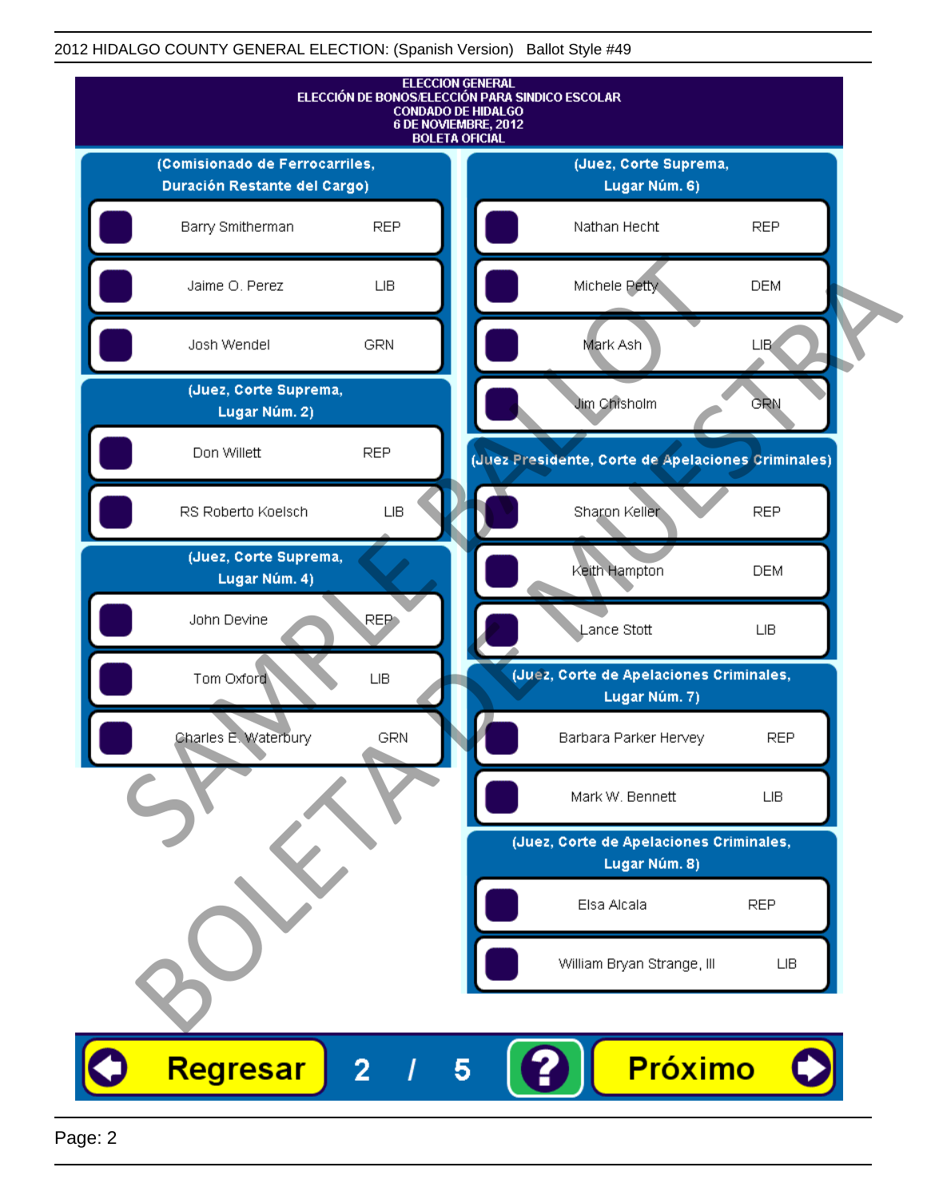2012 HIDALGO COUNTY GENERAL ELECTION: (Spanish Version) Ballot Style #49

ELECCION GENERAL
ELECCIÓN DE BONOS/ELECCIÓN PARA SINDICO ESCOLAR
CONDADO DE HIDALGO
6 DE NOVIEMBRE, 2012
BOLETA OFICIAL

**(Comisionado de Ferrocarriles, Duración Restante del Cargo)**

| | |
|---|---|
| Barry Smitherman | REP |
| Jaime O. Perez | LIB |
| Josh Wendel | GRN |

**(Juez, Corte Suprema, Lugar Núm. 2)**

| | |
|---|---|
| Don Willett | REP |
| RS Roberto Koelsch | LIB |

**(Juez, Corte Suprema, Lugar Núm. 4)**

| | |
|---|---|
| John Devine | REP |
| Tom Oxford | LIB |
| Charles E. Waterbury | GRN |

**(Juez, Corte Suprema, Lugar Núm. 6)**

| | |
|---|---|
| Nathan Hecht | REP |
| Michele Petty | DEM |
| Mark Ash | LIB |
| Jim Chisholm | GRN |

**(Juez Presidente, Corte de Apelaciones Criminales)**

| | |
|---|---|
| Sharon Keller | REP |
| Keith Hampton | DEM |
| Lance Stott | LIB |

**(Juez, Corte de Apelaciones Criminales, Lugar Núm. 7)**

| | |
|---|---|
| Barbara Parker Hervey | REP |
| Mark W. Bennett | LIB |

**(Juez, Corte de Apelaciones Criminales, Lugar Núm. 8)**

| | |
|---|---|
| Elsa Alcala | REP |
| William Bryan Strange, III | LIB |

SAMPLE BALLOT
BOLETA DE MUESTRA

Regresar 2 / 5 ? Próximo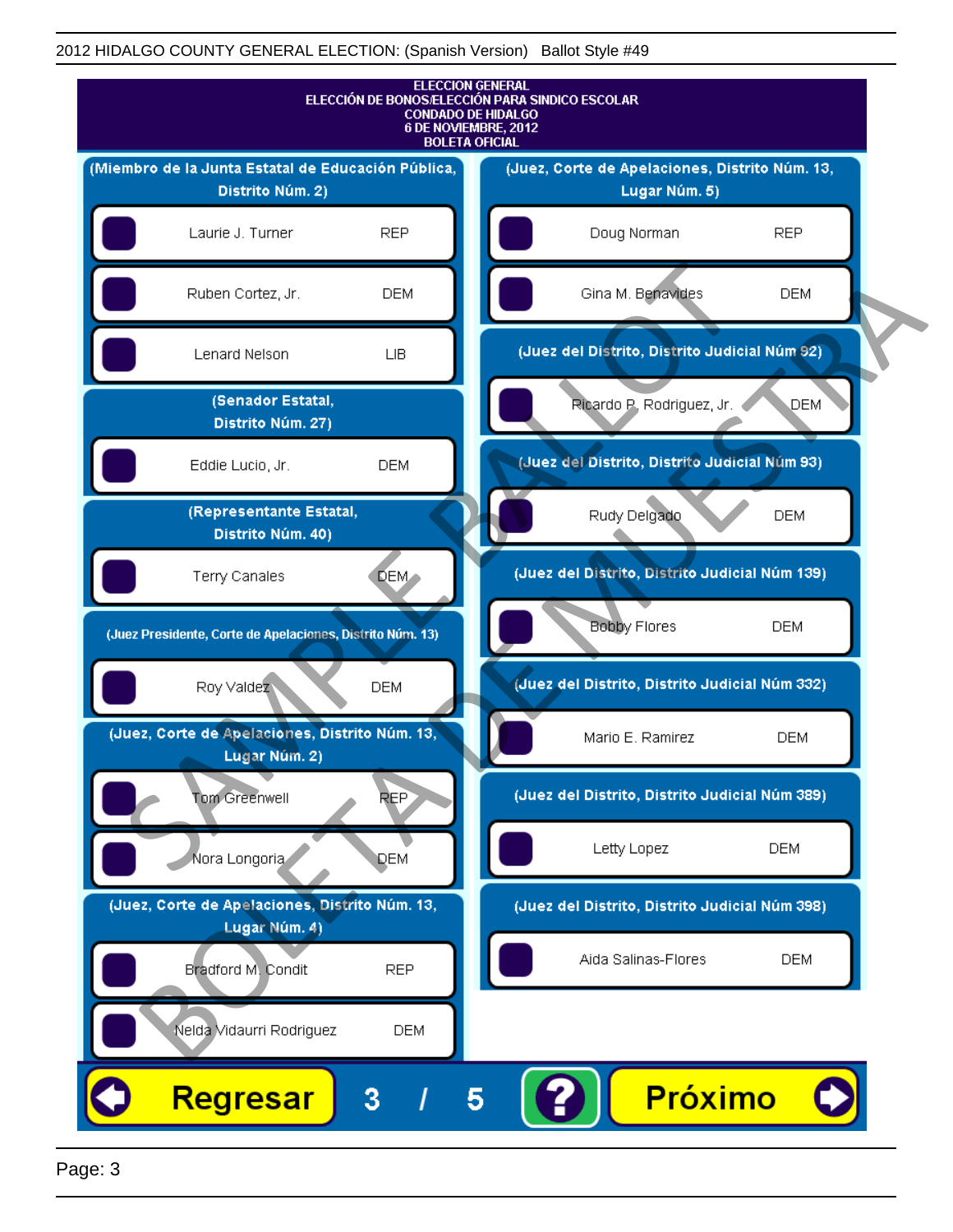# ELECCION GENERAL
## ELECCIÓN DE BONOS/ELECCIÓN PARA SINDICO ESCOLAR
## CONDADO DE HIDALGO
## 6 DE NOVIEMBRE, 2012
## BOLETA OFICIAL

**(Miembro de la Junta Estatal de Educación Pública, Distrito Núm. 2)**

| | |
|---|---|
| Laurie J. Turner | REP |
| Ruben Cortez, Jr. | DEM |
| Lenard Nelson | LIB |

**(Senador Estatal, Distrito Núm. 27)**

| | |
|---|---|
| Eddie Lucio, Jr. | DEM |

**(Representante Estatal, Distrito Núm. 40)**

| | |
|---|---|
| Terry Canales | DEM |

**(Juez Presidente, Corte de Apelaciones, Distrito Núm. 13)**

| | |
|---|---|
| Roy Valdez | DEM |

**(Juez, Corte de Apelaciones, Distrito Núm. 13, Lugar Núm. 2)**

| | |
|---|---|
| Tom Greenwell | REP |
| Nora Longoria | DEM |

**(Juez, Corte de Apelaciones, Distrito Núm. 13, Lugar Núm. 4)**

| | |
|---|---|
| Bradford M. Condit | REP |
| Nelda Vidaurri Rodriguez | DEM |

**(Juez, Corte de Apelaciones, Distrito Núm. 13, Lugar Núm. 5)**

| | |
|---|---|
| Doug Norman | REP |
| Gina M. Benavides | DEM |

**(Juez del Distrito, Distrito Judicial Núm 92)**

| | |
|---|---|
| Ricardo P. Rodriguez, Jr. | DEM |

**(Juez del Distrito, Distrito Judicial Núm 93)**

| | |
|---|---|
| Rudy Delgado | DEM |

**(Juez del Distrito, Distrito Judicial Núm 139)**

| | |
|---|---|
| Bobby Flores | DEM |

**(Juez del Distrito, Distrito Judicial Núm 332)**

| | |
|---|---|
| Mario E. Ramirez | DEM |

**(Juez del Distrito, Distrito Judicial Núm 389)**

| | |
|---|---|
| Letty Lopez | DEM |

**(Juez del Distrito, Distrito Judicial Núm 398)**

| | |
|---|---|
| Aida Salinas-Flores | DEM |

Regresar 3 / 5 ? Próximo

SAMPLE BALLOT
BOLETA DE MUESTRA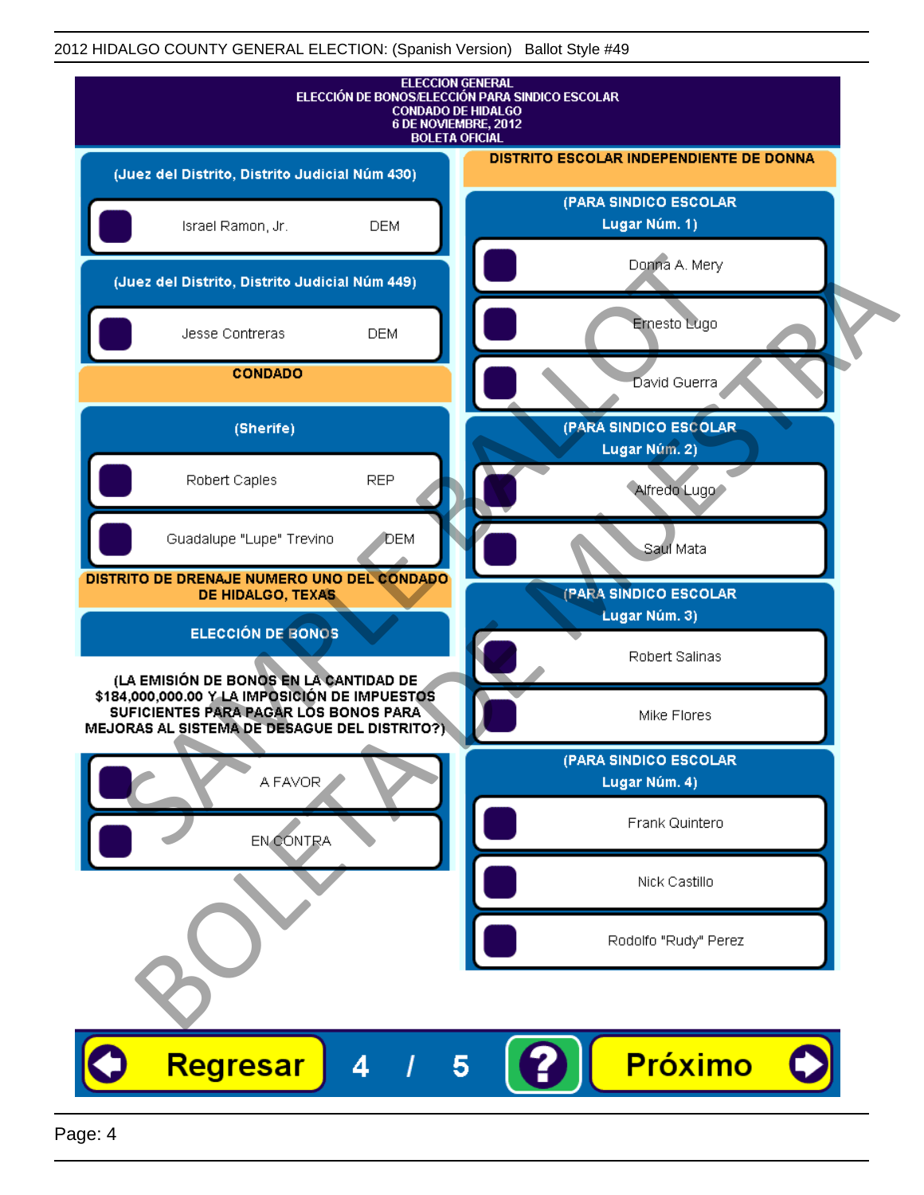2012 HIDALGO COUNTY GENERAL ELECTION: (Spanish Version) Ballot Style #49

**ELECCION GENERAL**
**ELECCIÓN DE BONOS/ELECCIÓN PARA SINDICO ESCOLAR**
**CONDADO DE HIDALGO**
**6 DE NOVIEMBRE, 2012**
**BOLETA OFICIAL**

### (Juez del Distrito, Distrito Judicial Núm 430)

- Israel Ramon, Jr. — DEM

### (Juez del Distrito, Distrito Judicial Núm 449)

- Jesse Contreras — DEM

## CONDADO

### (Sherife)

- Robert Caples — REP
- Guadalupe "Lupe" Trevino — DEM

## DISTRITO DE DRENAJE NUMERO UNO DEL CONDADO DE HIDALGO, TEXAS

### ELECCIÓN DE BONOS

**(LA EMISIÓN DE BONOS EN LA CANTIDAD DE $184,000,000.00 Y LA IMPOSICIÓN DE IMPUESTOS SUFICIENTES PARA PAGAR LOS BONOS PARA MEJORAS AL SISTEMA DE DESAGUE DEL DISTRITO?)**

- A FAVOR
- EN CONTRA

## DISTRITO ESCOLAR INDEPENDIENTE DE DONNA

### (PARA SINDICO ESCOLAR Lugar Núm. 1)

- Donna A. Mery
- Ernesto Lugo
- David Guerra

### (PARA SINDICO ESCOLAR Lugar Núm. 2)

- Alfredo Lugo
- Saul Mata

### (PARA SINDICO ESCOLAR Lugar Núm. 3)

- Robert Salinas
- Mike Flores

### (PARA SINDICO ESCOLAR Lugar Núm. 4)

- Frank Quintero
- Nick Castillo
- Rodolfo "Rudy" Perez

SAMPLE BALLOT
BOLETA DE MUESTRA

Regresar 4 / 5 ? Próximo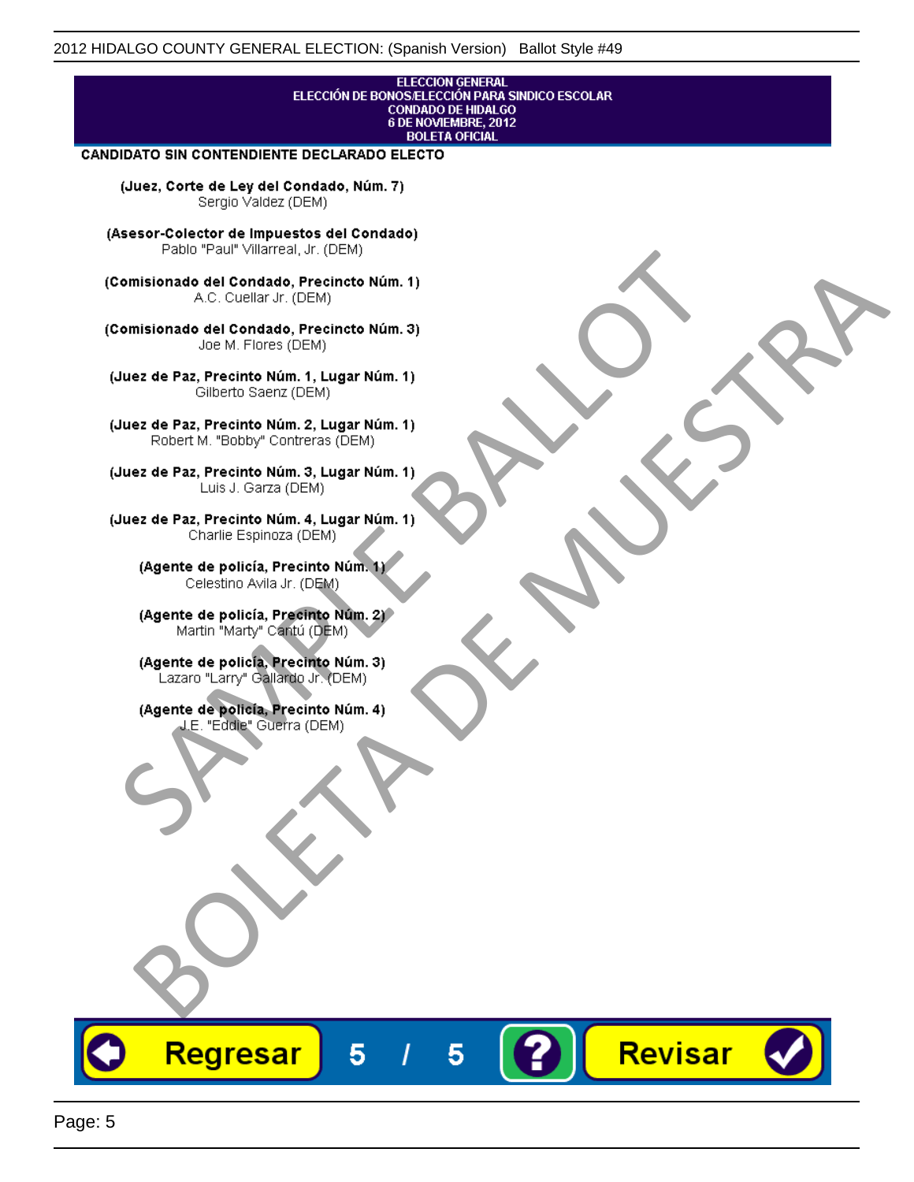ELECCION GENERAL
ELECCIÓN DE BONOS/ELECCIÓN PARA SINDICO ESCOLAR
CONDADO DE HIDALGO
6 DE NOVIEMBRE, 2012
BOLETA OFICIAL

**CANDIDATO SIN CONTENDIENTE DECLARADO ELECTO**

**(Juez, Corte de Ley del Condado, Núm. 7)**
Sergio Valdez (DEM)

**(Asesor-Colector de Impuestos del Condado)**
Pablo "Paul" Villarreal, Jr. (DEM)

**(Comisionado del Condado, Precincto Núm. 1)**
A.C. Cuellar Jr. (DEM)

**(Comisionado del Condado, Precincto Núm. 3)**
Joe M. Flores (DEM)

**(Juez de Paz, Precinto Núm. 1, Lugar Núm. 1)**
Gilberto Saenz (DEM)

**(Juez de Paz, Precinto Núm. 2, Lugar Núm. 1)**
Robert M. "Bobby" Contreras (DEM)

**(Juez de Paz, Precinto Núm. 3, Lugar Núm. 1)**
Luis J. Garza (DEM)

**(Juez de Paz, Precinto Núm. 4, Lugar Núm. 1)**
Charlie Espinoza (DEM)

**(Agente de policía, Precinto Núm. 1)**
Celestino Avila Jr. (DEM)

**(Agente de policía, Precinto Núm. 2)**
Martin "Marty" Cantú (DEM)

**(Agente de policía, Precinto Núm. 3)**
Lazaro "Larry" Gallardo Jr. (DEM)

**(Agente de policía, Precinto Núm. 4)**
J.E. "Eddie" Guerra (DEM)

SAMPLE BALLOT
BOLETA DE MUESTRA

Regresar 5 / 5 ? Revisar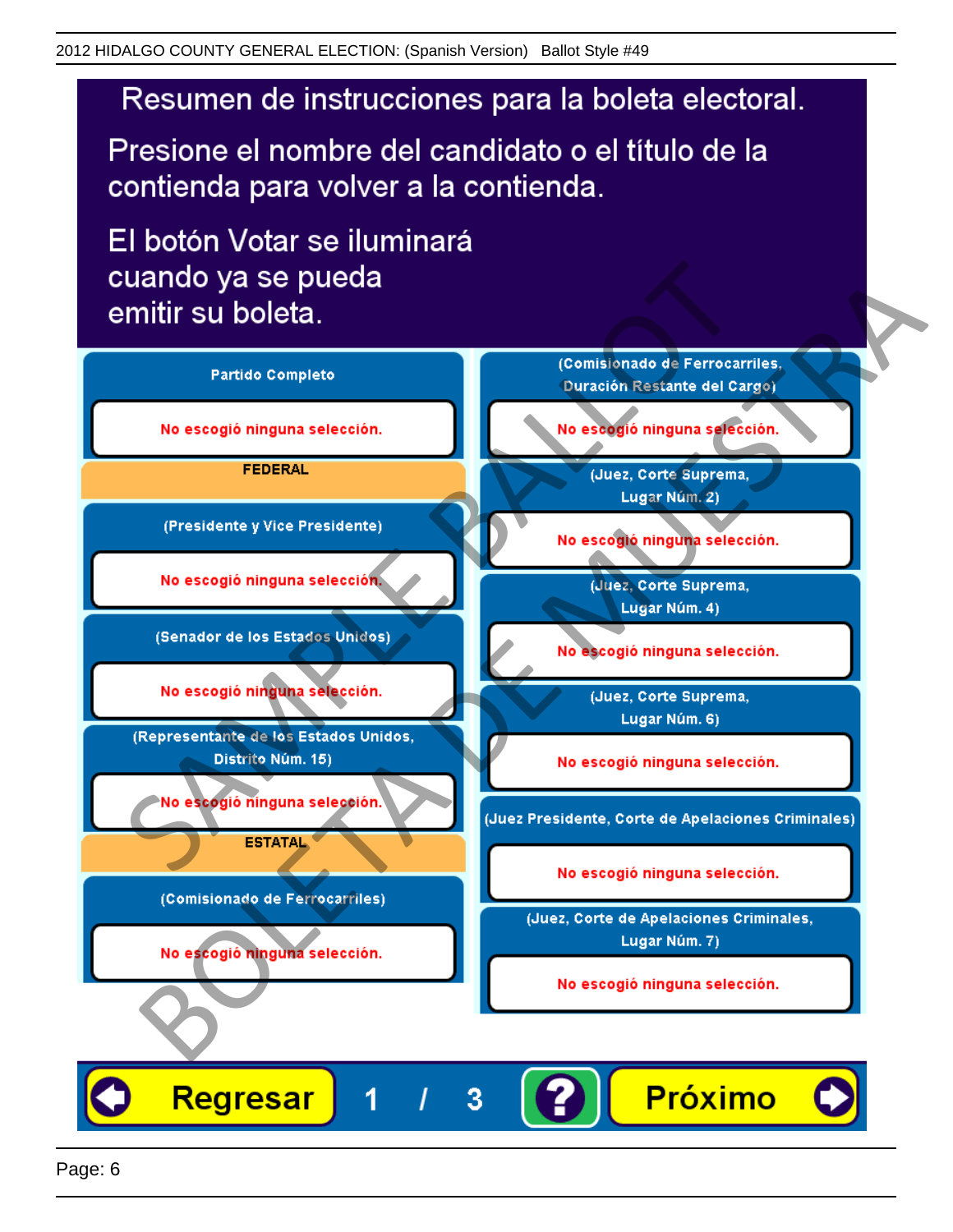2012 HIDALGO COUNTY GENERAL ELECTION: (Spanish Version) Ballot Style #49

# Resumen de instrucciones para la boleta electoral.

Presione el nombre del candidato o el título de la contienda para volver a la contienda.

El botón Votar se iluminará cuando ya se pueda emitir su boleta.

**Partido Completo**

No escogió ninguna selección.

**FEDERAL**

**(Presidente y Vice Presidente)**

No escogió ninguna selección.

**(Senador de los Estados Unidos)**

No escogió ninguna selección.

**(Representante de los Estados Unidos, Distrito Núm. 15)**

No escogió ninguna selección.

**ESTATAL**

**(Comisionado de Ferrocarriles)**

No escogió ninguna selección.

**(Comisionado de Ferrocarriles, Duración Restante del Cargo)**

No escogió ninguna selección.

**(Juez, Corte Suprema, Lugar Núm. 2)**

No escogió ninguna selección.

**(Juez, Corte Suprema, Lugar Núm. 4)**

No escogió ninguna selección.

**(Juez, Corte Suprema, Lugar Núm. 6)**

No escogió ninguna selección.

**(Juez Presidente, Corte de Apelaciones Criminales)**

No escogió ninguna selección.

**(Juez, Corte de Apelaciones Criminales, Lugar Núm. 7)**

No escogió ninguna selección.

Regresar 1 / 3 ? Próximo

SAMPLE BALLOT BOLETA DE MUESTRA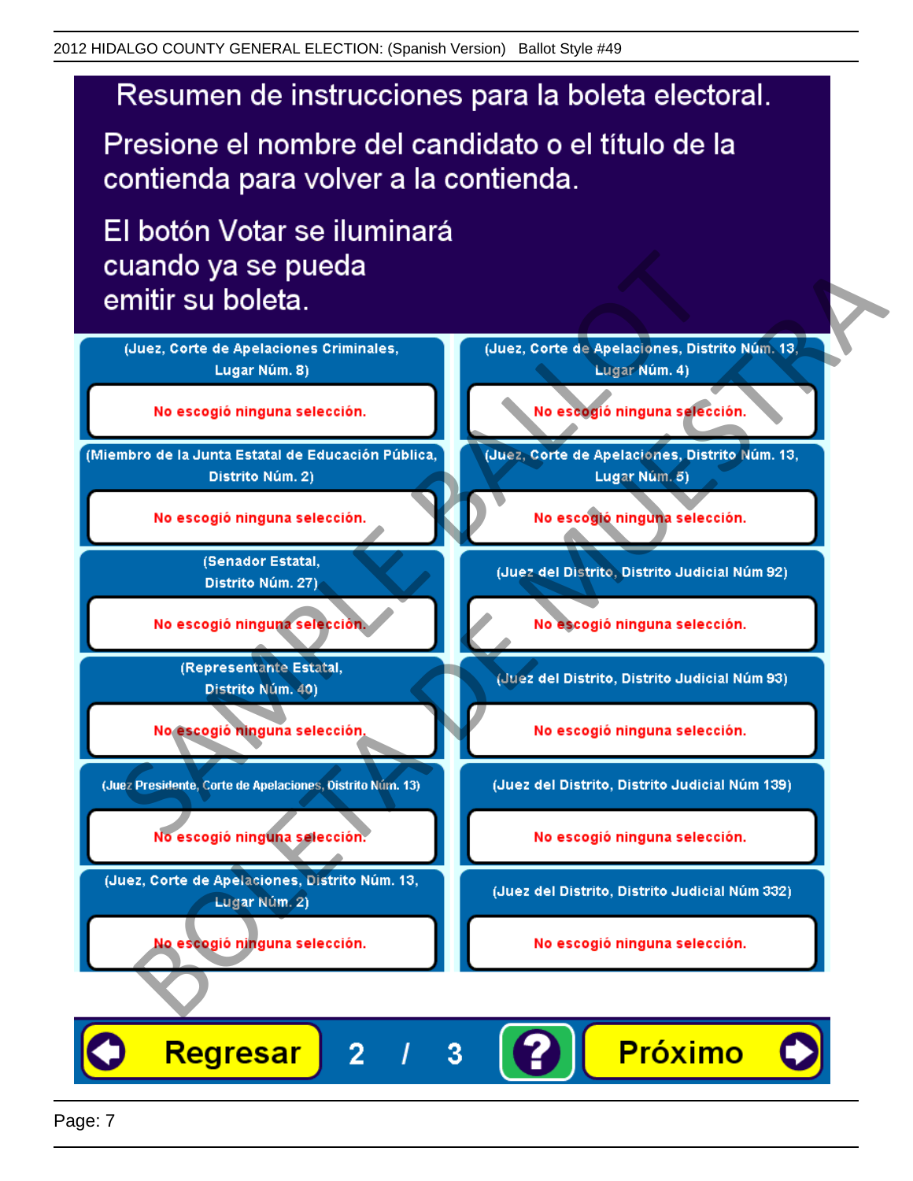# Resumen de instrucciones para la boleta electoral.

Presione el nombre del candidato o el título de la contienda para volver a la contienda.

El botón Votar se iluminará cuando ya se pueda emitir su boleta.

**(Juez, Corte de Apelaciones Criminales, Lugar Núm. 8)**

No escogió ninguna selección.

**(Miembro de la Junta Estatal de Educación Pública, Distrito Núm. 2)**

No escogió ninguna selección.

**(Senador Estatal, Distrito Núm. 27)**

No escogió ninguna selección.

**(Representante Estatal, Distrito Núm. 40)**

No escogió ninguna selección.

**(Juez Presidente, Corte de Apelaciones, Distrito Núm. 13)**

No escogió ninguna selección.

**(Juez, Corte de Apelaciones, Distrito Núm. 13, Lugar Núm. 2)**

No escogió ninguna selección.

**(Juez, Corte de Apelaciones, Distrito Núm. 13, Lugar Núm. 4)**

No escogió ninguna selección.

**(Juez, Corte de Apelaciones, Distrito Núm. 13, Lugar Núm. 5)**

No escogió ninguna selección.

**(Juez del Distrito, Distrito Judicial Núm 92)**

No escogió ninguna selección.

**(Juez del Distrito, Distrito Judicial Núm 93)**

No escogió ninguna selección.

**(Juez del Distrito, Distrito Judicial Núm 139)**

No escogió ninguna selección.

**(Juez del Distrito, Distrito Judicial Núm 332)**

No escogió ninguna selección.

Regresar 2 / 3 ? Próximo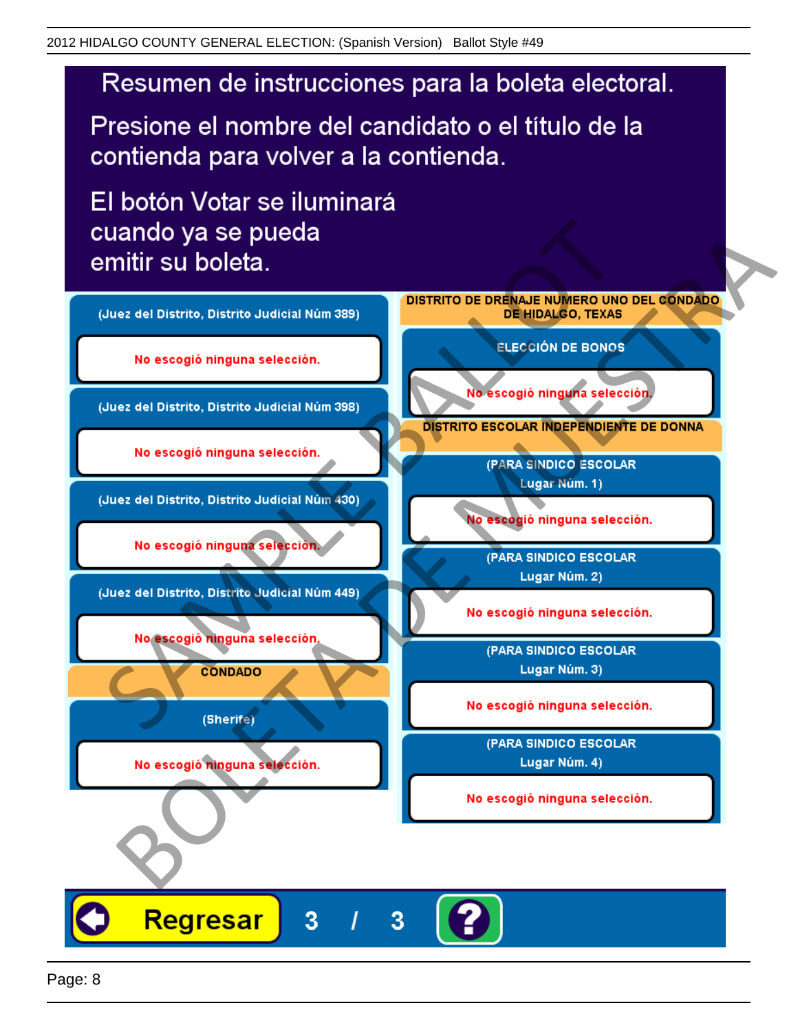2012 HIDALGO COUNTY GENERAL ELECTION: (Spanish Version)   Ballot Style #49

# Resumen de instrucciones para la boleta electoral.

Presione el nombre del candidato o el título de la contienda para volver a la contienda.

El botón Votar se iluminará cuando ya se pueda emitir su boleta.

**(Juez del Distrito, Distrito Judicial Núm 389)**

No escogió ninguna selección.

**(Juez del Distrito, Distrito Judicial Núm 398)**

No escogió ninguna selección.

**(Juez del Distrito, Distrito Judicial Núm 430)**

No escogió ninguna selección.

**(Juez del Distrito, Distrito Judicial Núm 449)**

No escogió ninguna selección.

## CONDADO

**(Sherife)**

No escogió ninguna selección.

## DISTRITO DE DRENAJE NUMERO UNO DEL CONDADO DE HIDALGO, TEXAS

**ELECCIÓN DE BONOS**

No escogió ninguna selección.

## DISTRITO ESCOLAR INDEPENDIENTE DE DONNA

**(PARA SINDICO ESCOLAR Lugar Núm. 1)**

No escogió ninguna selección.

**(PARA SINDICO ESCOLAR Lugar Núm. 2)**

No escogió ninguna selección.

**(PARA SINDICO ESCOLAR Lugar Núm. 3)**

No escogió ninguna selección.

**(PARA SINDICO ESCOLAR Lugar Núm. 4)**

No escogió ninguna selección.

Regresar   3 / 3   ?

SAMPLE BALLOT
BOLETA DE MUESTRA